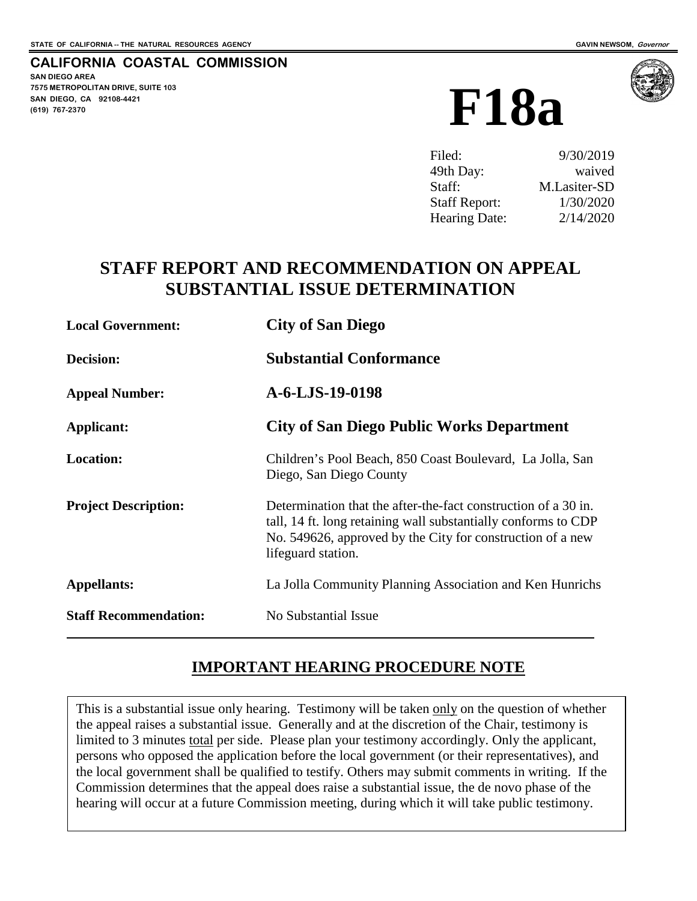STATE OF CALIFORNIA -- THE NATURAL RESOURCES AGENCY　　　　　　　　　　　　　　　　　　　　　　　　　　GAVIN NEWSOM, *Governor*

**CALIFORNIA COASTAL COMMISSION**
**SAN DIEGO AREA**
**7575 METROPOLITAN DRIVE, SUITE 103**
**SAN DIEGO, CA 92108-4421**
**(619) 767-2370**

# F18a

| | |
|---|---|
| Filed: | 9/30/2019 |
| 49th Day: | waived |
| Staff: | M.Lasiter-SD |
| Staff Report: | 1/30/2020 |
| Hearing Date: | 2/14/2020 |

## STAFF REPORT AND RECOMMENDATION ON APPEAL SUBSTANTIAL ISSUE DETERMINATION

| | |
|---|---|
| **Local Government:** | **City of San Diego** |
| **Decision:** | **Substantial Conformance** |
| **Appeal Number:** | **A-6-LJS-19-0198** |
| **Applicant:** | **City of San Diego Public Works Department** |
| **Location:** | Children's Pool Beach, 850 Coast Boulevard, La Jolla, San Diego, San Diego County |
| **Project Description:** | Determination that the after-the-fact construction of a 30 in. tall, 14 ft. long retaining wall substantially conforms to CDP No. 549626, approved by the City for construction of a new lifeguard station. |
| **Appellants:** | La Jolla Community Planning Association and Ken Hunrichs |
| **Staff Recommendation:** | No Substantial Issue |

### IMPORTANT HEARING PROCEDURE NOTE

This is a substantial issue only hearing. Testimony will be taken only on the question of whether the appeal raises a substantial issue. Generally and at the discretion of the Chair, testimony is limited to 3 minutes total per side. Please plan your testimony accordingly. Only the applicant, persons who opposed the application before the local government (or their representatives), and the local government shall be qualified to testify. Others may submit comments in writing. If the Commission determines that the appeal does raise a substantial issue, the de novo phase of the hearing will occur at a future Commission meeting, during which it will take public testimony.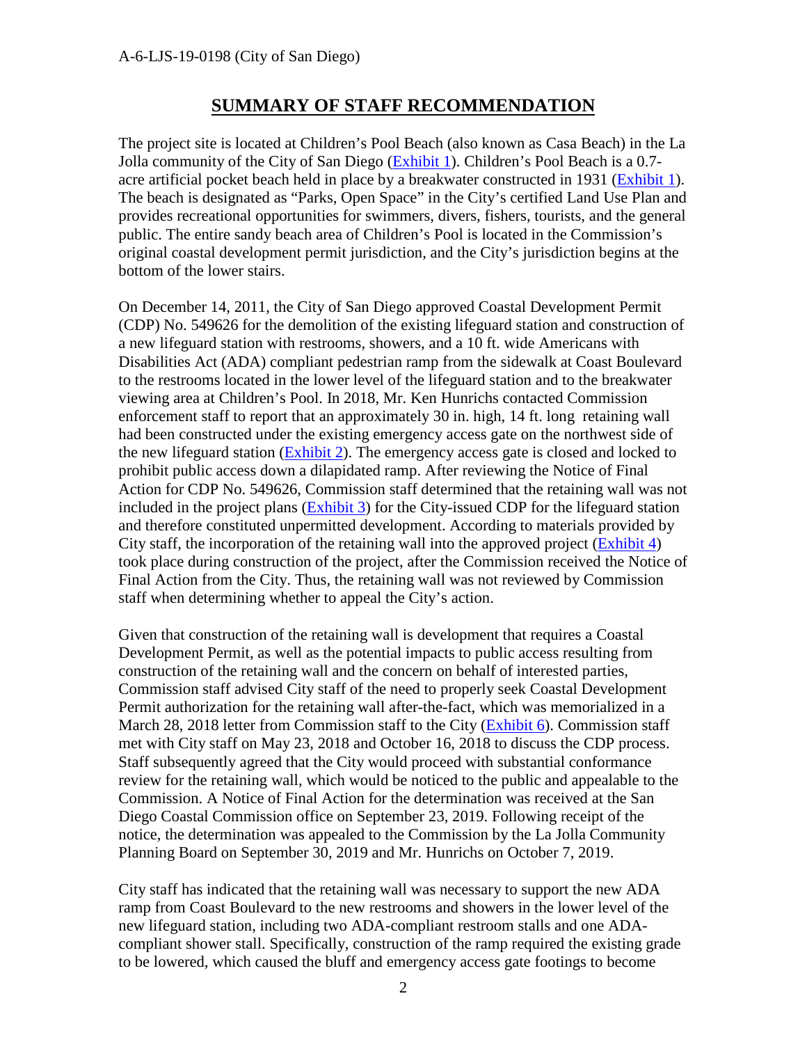## SUMMARY OF STAFF RECOMMENDATION

The project site is located at Children's Pool Beach (also known as Casa Beach) in the La Jolla community of the City of San Diego (Exhibit 1). Children's Pool Beach is a 0.7-acre artificial pocket beach held in place by a breakwater constructed in 1931 (Exhibit 1). The beach is designated as "Parks, Open Space" in the City's certified Land Use Plan and provides recreational opportunities for swimmers, divers, fishers, tourists, and the general public. The entire sandy beach area of Children's Pool is located in the Commission's original coastal development permit jurisdiction, and the City's jurisdiction begins at the bottom of the lower stairs.

On December 14, 2011, the City of San Diego approved Coastal Development Permit (CDP) No. 549626 for the demolition of the existing lifeguard station and construction of a new lifeguard station with restrooms, showers, and a 10 ft. wide Americans with Disabilities Act (ADA) compliant pedestrian ramp from the sidewalk at Coast Boulevard to the restrooms located in the lower level of the lifeguard station and to the breakwater viewing area at Children's Pool. In 2018, Mr. Ken Hunrichs contacted Commission enforcement staff to report that an approximately 30 in. high, 14 ft. long retaining wall had been constructed under the existing emergency access gate on the northwest side of the new lifeguard station (Exhibit 2). The emergency access gate is closed and locked to prohibit public access down a dilapidated ramp. After reviewing the Notice of Final Action for CDP No. 549626, Commission staff determined that the retaining wall was not included in the project plans (Exhibit 3) for the City-issued CDP for the lifeguard station and therefore constituted unpermitted development. According to materials provided by City staff, the incorporation of the retaining wall into the approved project (Exhibit 4) took place during construction of the project, after the Commission received the Notice of Final Action from the City. Thus, the retaining wall was not reviewed by Commission staff when determining whether to appeal the City's action.

Given that construction of the retaining wall is development that requires a Coastal Development Permit, as well as the potential impacts to public access resulting from construction of the retaining wall and the concern on behalf of interested parties, Commission staff advised City staff of the need to properly seek Coastal Development Permit authorization for the retaining wall after-the-fact, which was memorialized in a March 28, 2018 letter from Commission staff to the City (Exhibit 6). Commission staff met with City staff on May 23, 2018 and October 16, 2018 to discuss the CDP process. Staff subsequently agreed that the City would proceed with substantial conformance review for the retaining wall, which would be noticed to the public and appealable to the Commission. A Notice of Final Action for the determination was received at the San Diego Coastal Commission office on September 23, 2019. Following receipt of the notice, the determination was appealed to the Commission by the La Jolla Community Planning Board on September 30, 2019 and Mr. Hunrichs on October 7, 2019.

City staff has indicated that the retaining wall was necessary to support the new ADA ramp from Coast Boulevard to the new restrooms and showers in the lower level of the new lifeguard station, including two ADA-compliant restroom stalls and one ADA-compliant shower stall. Specifically, construction of the ramp required the existing grade to be lowered, which caused the bluff and emergency access gate footings to become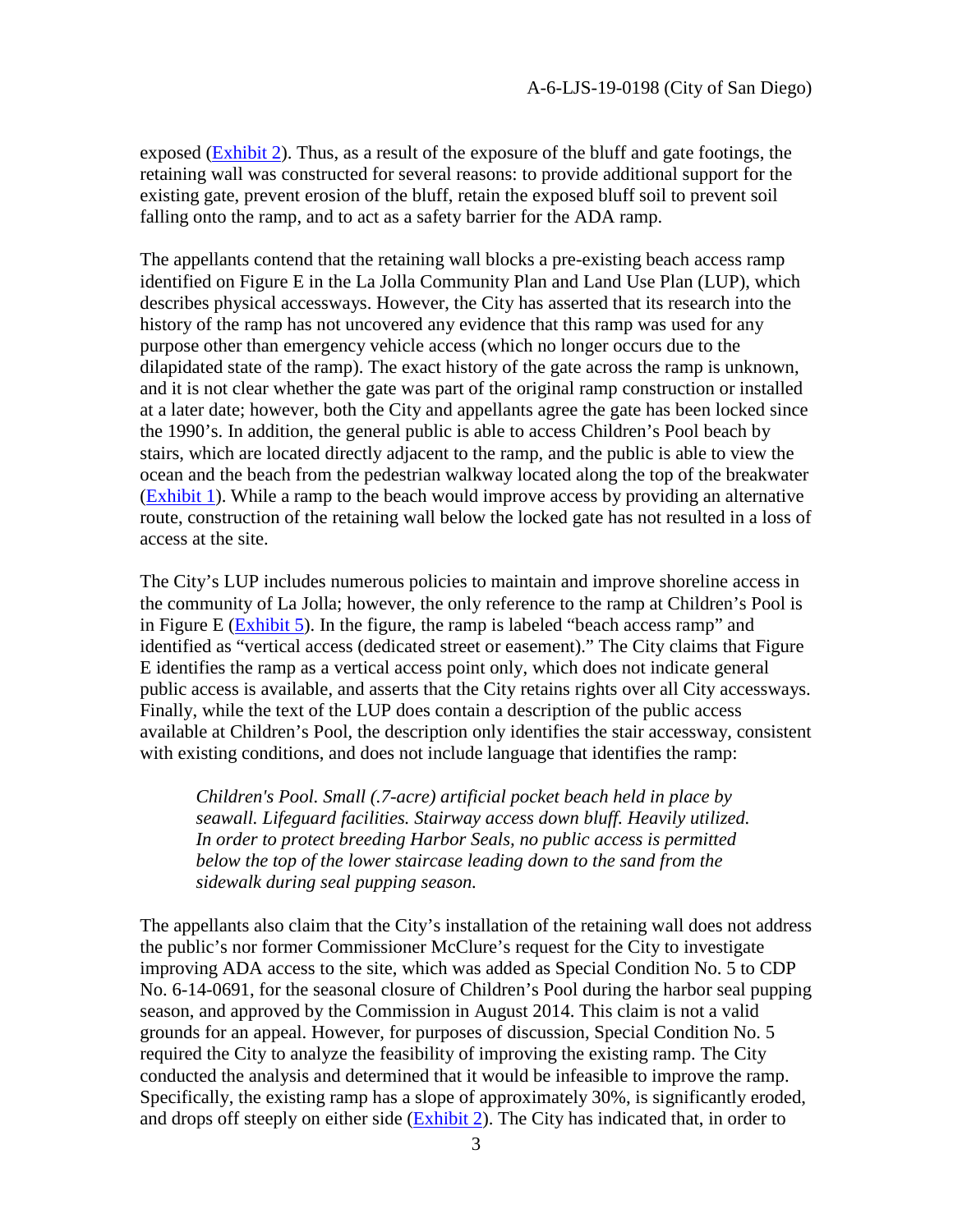exposed (Exhibit 2). Thus, as a result of the exposure of the bluff and gate footings, the retaining wall was constructed for several reasons: to provide additional support for the existing gate, prevent erosion of the bluff, retain the exposed bluff soil to prevent soil falling onto the ramp, and to act as a safety barrier for the ADA ramp.

The appellants contend that the retaining wall blocks a pre-existing beach access ramp identified on Figure E in the La Jolla Community Plan and Land Use Plan (LUP), which describes physical accessways. However, the City has asserted that its research into the history of the ramp has not uncovered any evidence that this ramp was used for any purpose other than emergency vehicle access (which no longer occurs due to the dilapidated state of the ramp). The exact history of the gate across the ramp is unknown, and it is not clear whether the gate was part of the original ramp construction or installed at a later date; however, both the City and appellants agree the gate has been locked since the 1990's. In addition, the general public is able to access Children's Pool beach by stairs, which are located directly adjacent to the ramp, and the public is able to view the ocean and the beach from the pedestrian walkway located along the top of the breakwater (Exhibit 1). While a ramp to the beach would improve access by providing an alternative route, construction of the retaining wall below the locked gate has not resulted in a loss of access at the site.

The City's LUP includes numerous policies to maintain and improve shoreline access in the community of La Jolla; however, the only reference to the ramp at Children's Pool is in Figure E (Exhibit 5). In the figure, the ramp is labeled "beach access ramp" and identified as "vertical access (dedicated street or easement)." The City claims that Figure E identifies the ramp as a vertical access point only, which does not indicate general public access is available, and asserts that the City retains rights over all City accessways. Finally, while the text of the LUP does contain a description of the public access available at Children's Pool, the description only identifies the stair accessway, consistent with existing conditions, and does not include language that identifies the ramp:

> *Children's Pool. Small (.7-acre) artificial pocket beach held in place by seawall. Lifeguard facilities. Stairway access down bluff. Heavily utilized. In order to protect breeding Harbor Seals, no public access is permitted below the top of the lower staircase leading down to the sand from the sidewalk during seal pupping season.*

The appellants also claim that the City's installation of the retaining wall does not address the public's nor former Commissioner McClure's request for the City to investigate improving ADA access to the site, which was added as Special Condition No. 5 to CDP No. 6-14-0691, for the seasonal closure of Children's Pool during the harbor seal pupping season, and approved by the Commission in August 2014. This claim is not a valid grounds for an appeal. However, for purposes of discussion, Special Condition No. 5 required the City to analyze the feasibility of improving the existing ramp. The City conducted the analysis and determined that it would be infeasible to improve the ramp. Specifically, the existing ramp has a slope of approximately 30%, is significantly eroded, and drops off steeply on either side (Exhibit 2). The City has indicated that, in order to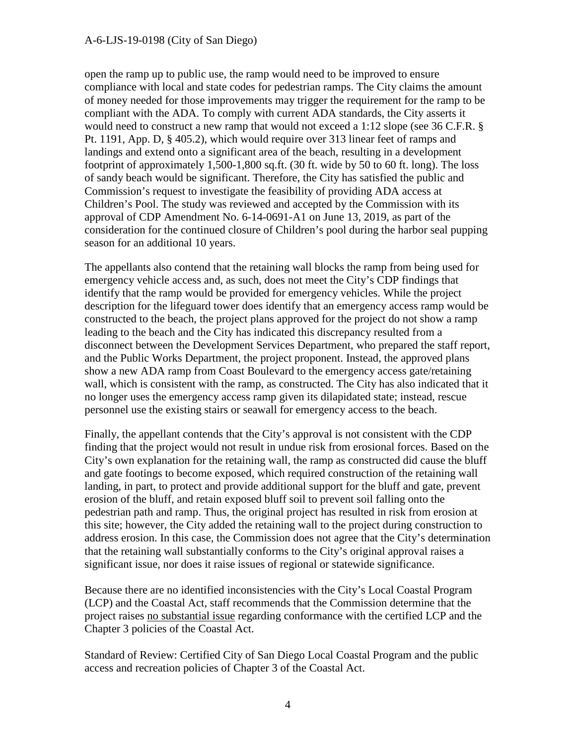open the ramp up to public use, the ramp would need to be improved to ensure compliance with local and state codes for pedestrian ramps. The City claims the amount of money needed for those improvements may trigger the requirement for the ramp to be compliant with the ADA. To comply with current ADA standards, the City asserts it would need to construct a new ramp that would not exceed a 1:12 slope (see 36 C.F.R. § Pt. 1191, App. D, § 405.2), which would require over 313 linear feet of ramps and landings and extend onto a significant area of the beach, resulting in a development footprint of approximately 1,500-1,800 sq.ft. (30 ft. wide by 50 to 60 ft. long). The loss of sandy beach would be significant. Therefore, the City has satisfied the public and Commission's request to investigate the feasibility of providing ADA access at Children's Pool. The study was reviewed and accepted by the Commission with its approval of CDP Amendment No. 6-14-0691-A1 on June 13, 2019, as part of the consideration for the continued closure of Children's pool during the harbor seal pupping season for an additional 10 years.

The appellants also contend that the retaining wall blocks the ramp from being used for emergency vehicle access and, as such, does not meet the City's CDP findings that identify that the ramp would be provided for emergency vehicles. While the project description for the lifeguard tower does identify that an emergency access ramp would be constructed to the beach, the project plans approved for the project do not show a ramp leading to the beach and the City has indicated this discrepancy resulted from a disconnect between the Development Services Department, who prepared the staff report, and the Public Works Department, the project proponent. Instead, the approved plans show a new ADA ramp from Coast Boulevard to the emergency access gate/retaining wall, which is consistent with the ramp, as constructed. The City has also indicated that it no longer uses the emergency access ramp given its dilapidated state; instead, rescue personnel use the existing stairs or seawall for emergency access to the beach.

Finally, the appellant contends that the City's approval is not consistent with the CDP finding that the project would not result in undue risk from erosional forces. Based on the City's own explanation for the retaining wall, the ramp as constructed did cause the bluff and gate footings to become exposed, which required construction of the retaining wall landing, in part, to protect and provide additional support for the bluff and gate, prevent erosion of the bluff, and retain exposed bluff soil to prevent soil falling onto the pedestrian path and ramp. Thus, the original project has resulted in risk from erosion at this site; however, the City added the retaining wall to the project during construction to address erosion. In this case, the Commission does not agree that the City's determination that the retaining wall substantially conforms to the City's original approval raises a significant issue, nor does it raise issues of regional or statewide significance.

Because there are no identified inconsistencies with the City's Local Coastal Program (LCP) and the Coastal Act, staff recommends that the Commission determine that the project raises <u>no substantial issue</u> regarding conformance with the certified LCP and the Chapter 3 policies of the Coastal Act.

Standard of Review: Certified City of San Diego Local Coastal Program and the public access and recreation policies of Chapter 3 of the Coastal Act.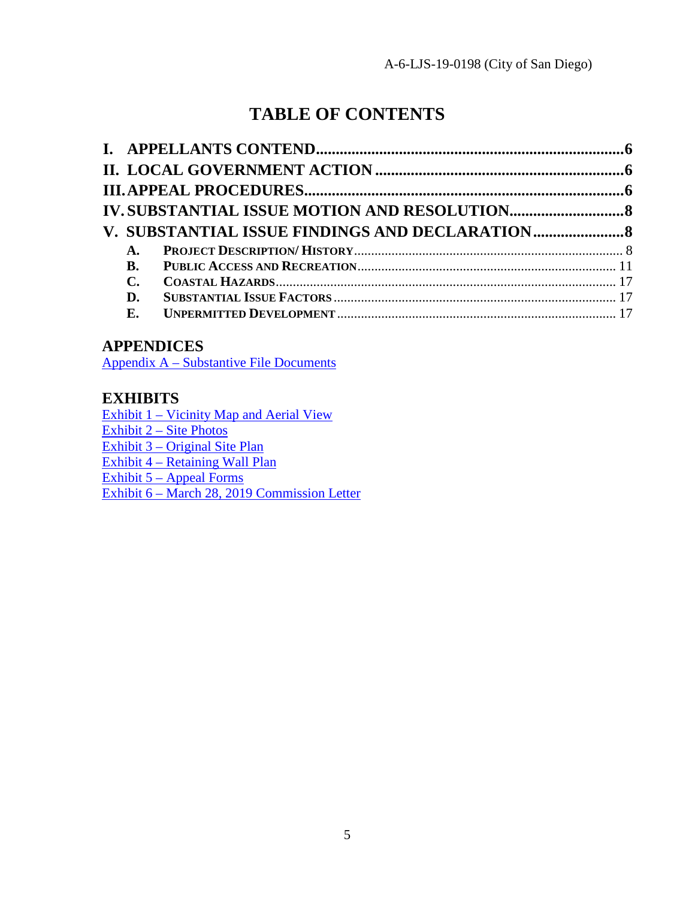# TABLE OF CONTENTS

**I. APPELLANTS CONTEND................................................................6**
**II. LOCAL GOVERNMENT ACTION................................................6**
**III. APPEAL PROCEDURES..........................................................6**
**IV. SUBSTANTIAL ISSUE MOTION AND RESOLUTION..............8**
**V. SUBSTANTIAL ISSUE FINDINGS AND DECLARATION.........8**

- **A. PROJECT DESCRIPTION/ HISTORY**........................................................ 8
- **B. PUBLIC ACCESS AND RECREATION**...................................................... 11
- **C. COASTAL HAZARDS**............................................................................ 17
- **D. SUBSTANTIAL ISSUE FACTORS**........................................................... 17
- **E. UNPERMITTED DEVELOPMENT**........................................................... 17

## APPENDICES

Appendix A – Substantive File Documents

## EXHIBITS

Exhibit 1 – Vicinity Map and Aerial View
Exhibit 2 – Site Photos
Exhibit 3 – Original Site Plan
Exhibit 4 – Retaining Wall Plan
Exhibit 5 – Appeal Forms
Exhibit 6 – March 28, 2019 Commission Letter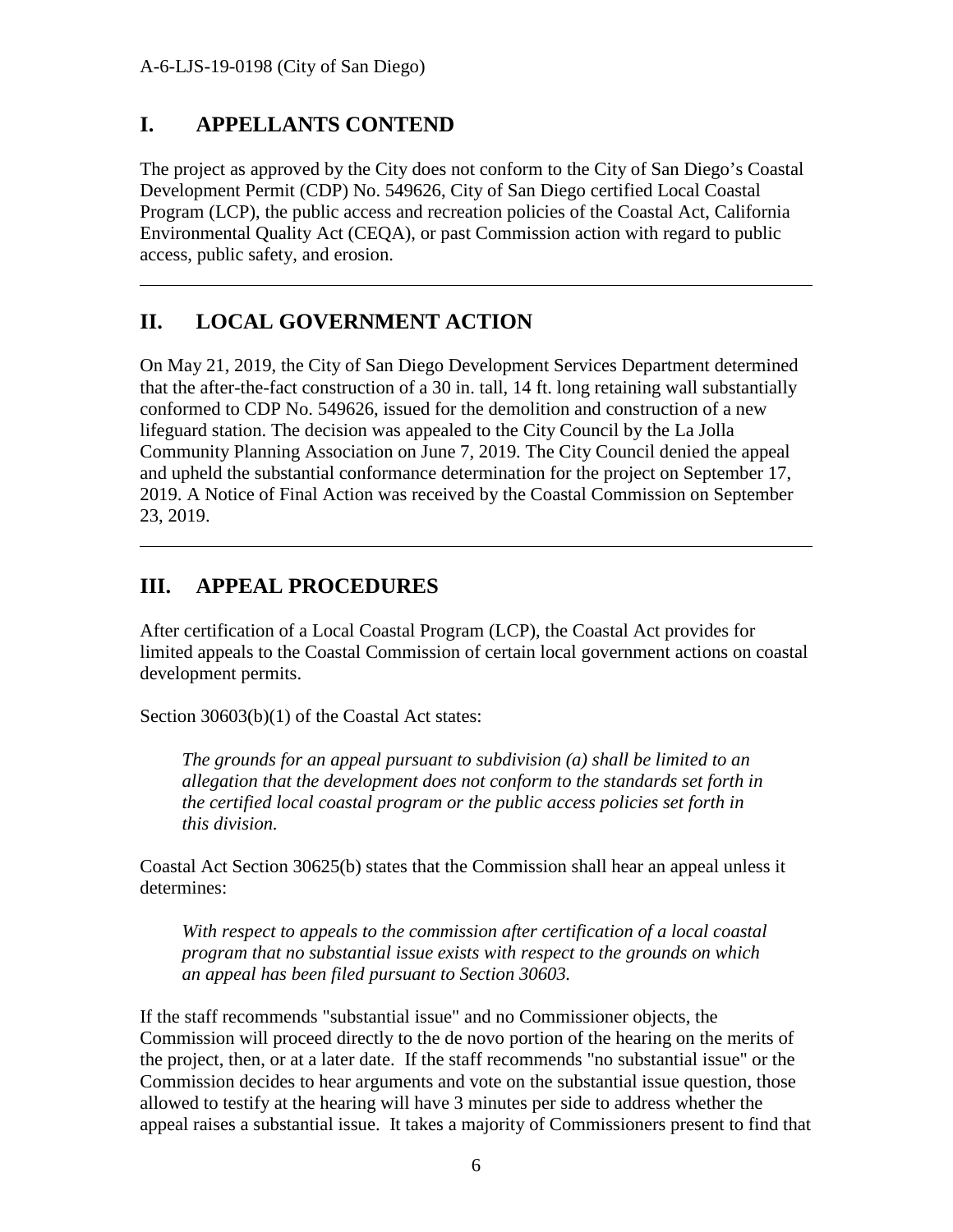## I. APPELLANTS CONTEND

The project as approved by the City does not conform to the City of San Diego's Coastal Development Permit (CDP) No. 549626, City of San Diego certified Local Coastal Program (LCP), the public access and recreation policies of the Coastal Act, California Environmental Quality Act (CEQA), or past Commission action with regard to public access, public safety, and erosion.

---

## II. LOCAL GOVERNMENT ACTION

On May 21, 2019, the City of San Diego Development Services Department determined that the after-the-fact construction of a 30 in. tall, 14 ft. long retaining wall substantially conformed to CDP No. 549626, issued for the demolition and construction of a new lifeguard station. The decision was appealed to the City Council by the La Jolla Community Planning Association on June 7, 2019. The City Council denied the appeal and upheld the substantial conformance determination for the project on September 17, 2019. A Notice of Final Action was received by the Coastal Commission on September 23, 2019.

---

## III. APPEAL PROCEDURES

After certification of a Local Coastal Program (LCP), the Coastal Act provides for limited appeals to the Coastal Commission of certain local government actions on coastal development permits.

Section 30603(b)(1) of the Coastal Act states:

> *The grounds for an appeal pursuant to subdivision (a) shall be limited to an allegation that the development does not conform to the standards set forth in the certified local coastal program or the public access policies set forth in this division.*

Coastal Act Section 30625(b) states that the Commission shall hear an appeal unless it determines:

> *With respect to appeals to the commission after certification of a local coastal program that no substantial issue exists with respect to the grounds on which an appeal has been filed pursuant to Section 30603.*

If the staff recommends "substantial issue" and no Commissioner objects, the Commission will proceed directly to the de novo portion of the hearing on the merits of the project, then, or at a later date. If the staff recommends "no substantial issue" or the Commission decides to hear arguments and vote on the substantial issue question, those allowed to testify at the hearing will have 3 minutes per side to address whether the appeal raises a substantial issue. It takes a majority of Commissioners present to find that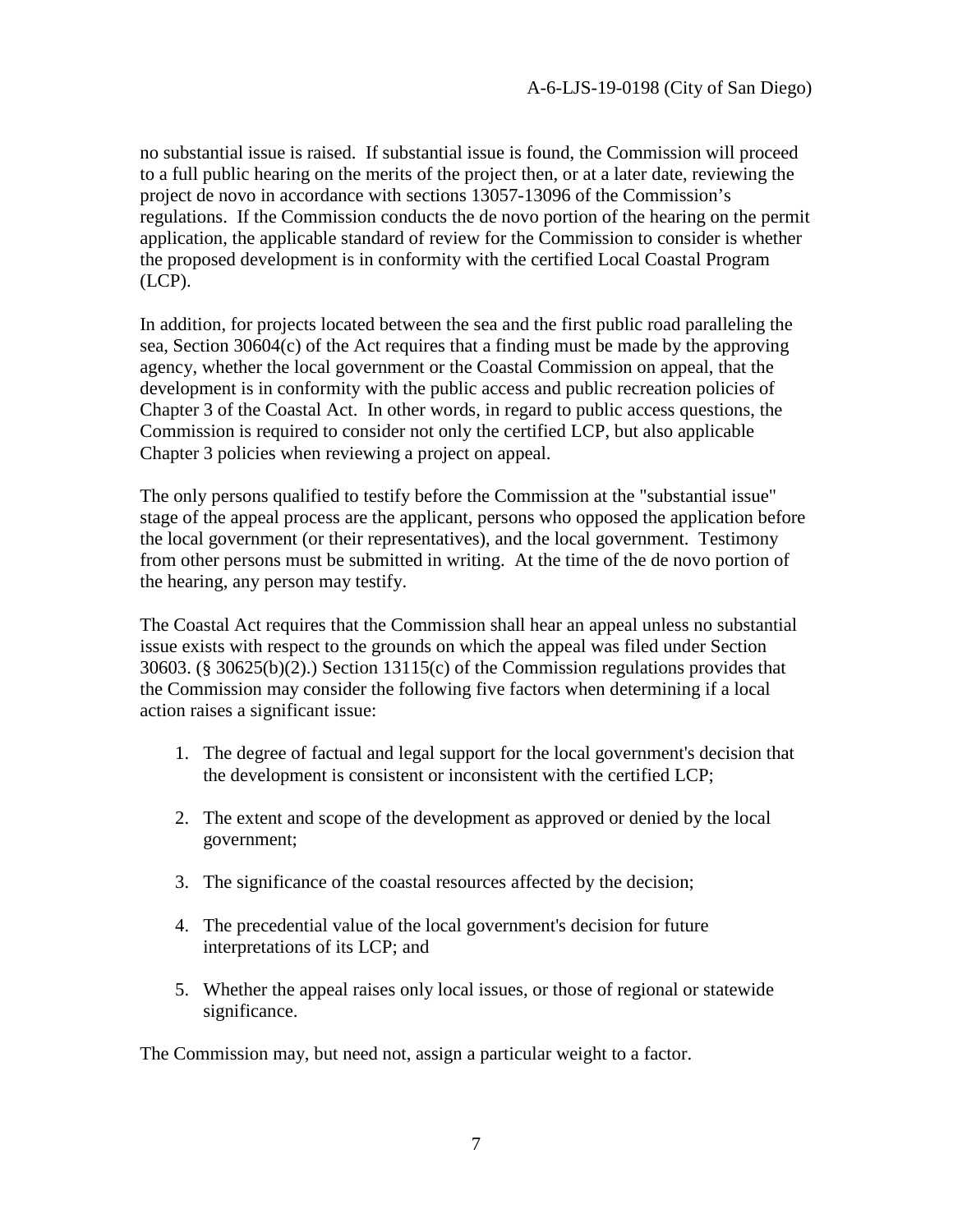no substantial issue is raised. If substantial issue is found, the Commission will proceed to a full public hearing on the merits of the project then, or at a later date, reviewing the project de novo in accordance with sections 13057-13096 of the Commission's regulations. If the Commission conducts the de novo portion of the hearing on the permit application, the applicable standard of review for the Commission to consider is whether the proposed development is in conformity with the certified Local Coastal Program (LCP).

In addition, for projects located between the sea and the first public road paralleling the sea, Section 30604(c) of the Act requires that a finding must be made by the approving agency, whether the local government or the Coastal Commission on appeal, that the development is in conformity with the public access and public recreation policies of Chapter 3 of the Coastal Act. In other words, in regard to public access questions, the Commission is required to consider not only the certified LCP, but also applicable Chapter 3 policies when reviewing a project on appeal.

The only persons qualified to testify before the Commission at the "substantial issue" stage of the appeal process are the applicant, persons who opposed the application before the local government (or their representatives), and the local government. Testimony from other persons must be submitted in writing. At the time of the de novo portion of the hearing, any person may testify.

The Coastal Act requires that the Commission shall hear an appeal unless no substantial issue exists with respect to the grounds on which the appeal was filed under Section 30603. (§ 30625(b)(2).) Section 13115(c) of the Commission regulations provides that the Commission may consider the following five factors when determining if a local action raises a significant issue:

1. The degree of factual and legal support for the local government's decision that the development is consistent or inconsistent with the certified LCP;
2. The extent and scope of the development as approved or denied by the local government;
3. The significance of the coastal resources affected by the decision;
4. The precedential value of the local government's decision for future interpretations of its LCP; and
5. Whether the appeal raises only local issues, or those of regional or statewide significance.

The Commission may, but need not, assign a particular weight to a factor.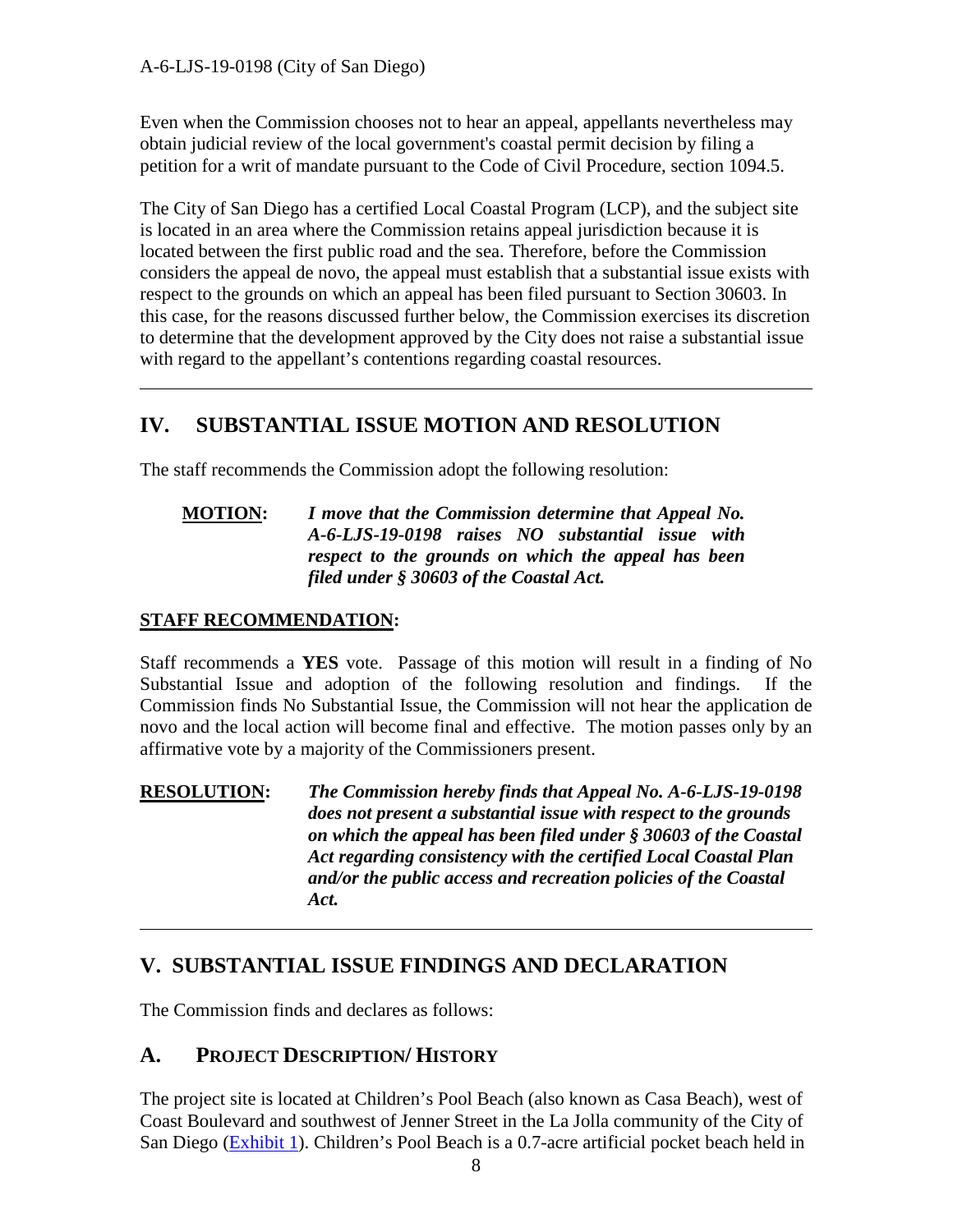Even when the Commission chooses not to hear an appeal, appellants nevertheless may obtain judicial review of the local government's coastal permit decision by filing a petition for a writ of mandate pursuant to the Code of Civil Procedure, section 1094.5.

The City of San Diego has a certified Local Coastal Program (LCP), and the subject site is located in an area where the Commission retains appeal jurisdiction because it is located between the first public road and the sea. Therefore, before the Commission considers the appeal de novo, the appeal must establish that a substantial issue exists with respect to the grounds on which an appeal has been filed pursuant to Section 30603. In this case, for the reasons discussed further below, the Commission exercises its discretion to determine that the development approved by the City does not raise a substantial issue with regard to the appellant's contentions regarding coastal resources.

---

## IV. SUBSTANTIAL ISSUE MOTION AND RESOLUTION

The staff recommends the Commission adopt the following resolution:

**MOTION:** ***I move that the Commission determine that Appeal No. A-6-LJS-19-0198 raises NO substantial issue with respect to the grounds on which the appeal has been filed under § 30603 of the Coastal Act.***

**STAFF RECOMMENDATION:**

Staff recommends a **YES** vote. Passage of this motion will result in a finding of No Substantial Issue and adoption of the following resolution and findings. If the Commission finds No Substantial Issue, the Commission will not hear the application de novo and the local action will become final and effective. The motion passes only by an affirmative vote by a majority of the Commissioners present.

**RESOLUTION:** ***The Commission hereby finds that Appeal No. A-6-LJS-19-0198 does not present a substantial issue with respect to the grounds on which the appeal has been filed under § 30603 of the Coastal Act regarding consistency with the certified Local Coastal Plan and/or the public access and recreation policies of the Coastal Act.***

---

## V. SUBSTANTIAL ISSUE FINDINGS AND DECLARATION

The Commission finds and declares as follows:

### A. PROJECT DESCRIPTION/ HISTORY

The project site is located at Children's Pool Beach (also known as Casa Beach), west of Coast Boulevard and southwest of Jenner Street in the La Jolla community of the City of San Diego (Exhibit 1). Children's Pool Beach is a 0.7-acre artificial pocket beach held in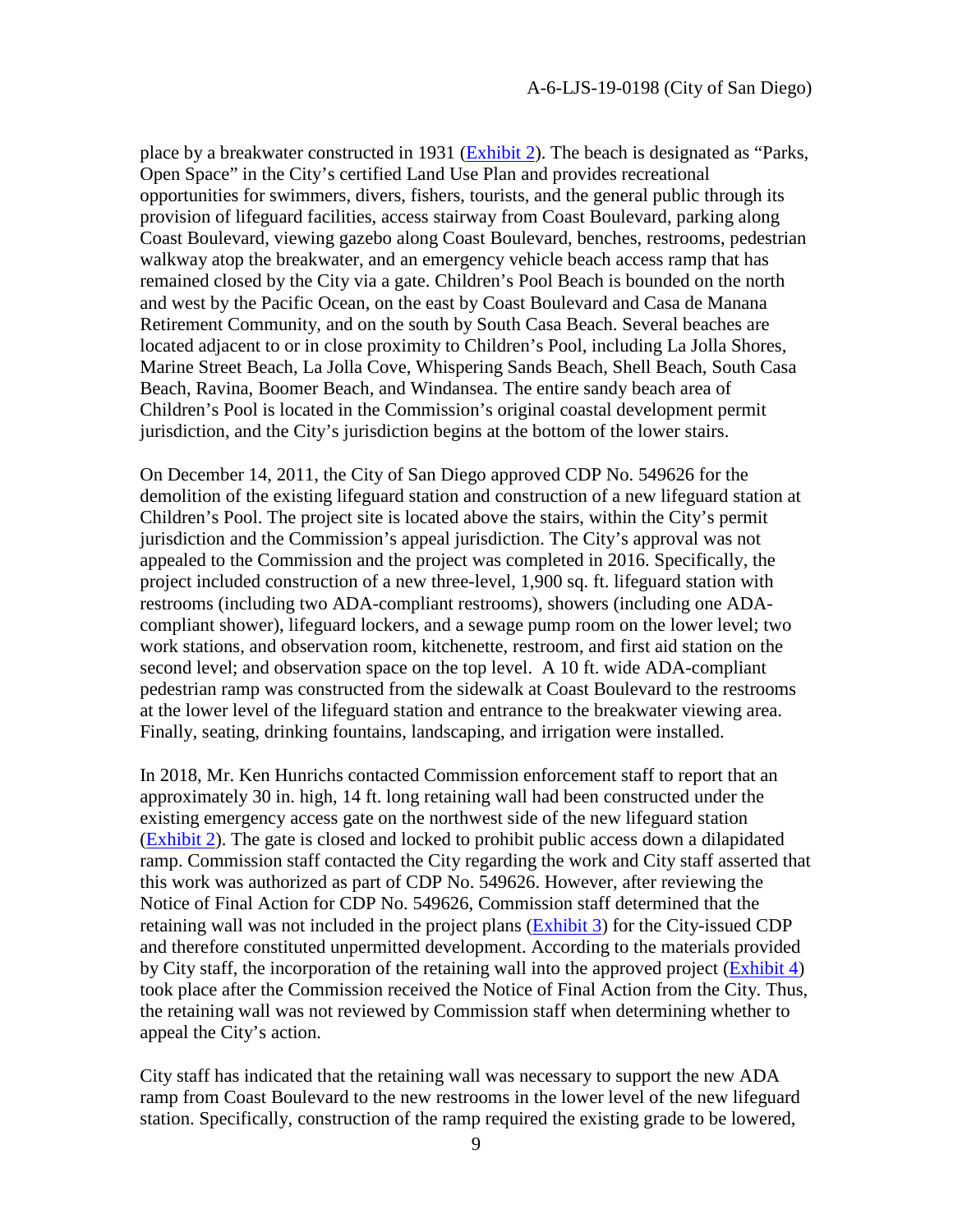place by a breakwater constructed in 1931 (Exhibit 2). The beach is designated as "Parks, Open Space" in the City's certified Land Use Plan and provides recreational opportunities for swimmers, divers, fishers, tourists, and the general public through its provision of lifeguard facilities, access stairway from Coast Boulevard, parking along Coast Boulevard, viewing gazebo along Coast Boulevard, benches, restrooms, pedestrian walkway atop the breakwater, and an emergency vehicle beach access ramp that has remained closed by the City via a gate. Children's Pool Beach is bounded on the north and west by the Pacific Ocean, on the east by Coast Boulevard and Casa de Manana Retirement Community, and on the south by South Casa Beach. Several beaches are located adjacent to or in close proximity to Children's Pool, including La Jolla Shores, Marine Street Beach, La Jolla Cove, Whispering Sands Beach, Shell Beach, South Casa Beach, Ravina, Boomer Beach, and Windansea. The entire sandy beach area of Children's Pool is located in the Commission's original coastal development permit jurisdiction, and the City's jurisdiction begins at the bottom of the lower stairs.

On December 14, 2011, the City of San Diego approved CDP No. 549626 for the demolition of the existing lifeguard station and construction of a new lifeguard station at Children's Pool. The project site is located above the stairs, within the City's permit jurisdiction and the Commission's appeal jurisdiction. The City's approval was not appealed to the Commission and the project was completed in 2016. Specifically, the project included construction of a new three-level, 1,900 sq. ft. lifeguard station with restrooms (including two ADA-compliant restrooms), showers (including one ADA-compliant shower), lifeguard lockers, and a sewage pump room on the lower level; two work stations, and observation room, kitchenette, restroom, and first aid station on the second level; and observation space on the top level. A 10 ft. wide ADA-compliant pedestrian ramp was constructed from the sidewalk at Coast Boulevard to the restrooms at the lower level of the lifeguard station and entrance to the breakwater viewing area. Finally, seating, drinking fountains, landscaping, and irrigation were installed.

In 2018, Mr. Ken Hunrichs contacted Commission enforcement staff to report that an approximately 30 in. high, 14 ft. long retaining wall had been constructed under the existing emergency access gate on the northwest side of the new lifeguard station (Exhibit 2). The gate is closed and locked to prohibit public access down a dilapidated ramp. Commission staff contacted the City regarding the work and City staff asserted that this work was authorized as part of CDP No. 549626. However, after reviewing the Notice of Final Action for CDP No. 549626, Commission staff determined that the retaining wall was not included in the project plans (Exhibit 3) for the City-issued CDP and therefore constituted unpermitted development. According to the materials provided by City staff, the incorporation of the retaining wall into the approved project (Exhibit 4) took place after the Commission received the Notice of Final Action from the City. Thus, the retaining wall was not reviewed by Commission staff when determining whether to appeal the City's action.

City staff has indicated that the retaining wall was necessary to support the new ADA ramp from Coast Boulevard to the new restrooms in the lower level of the new lifeguard station. Specifically, construction of the ramp required the existing grade to be lowered,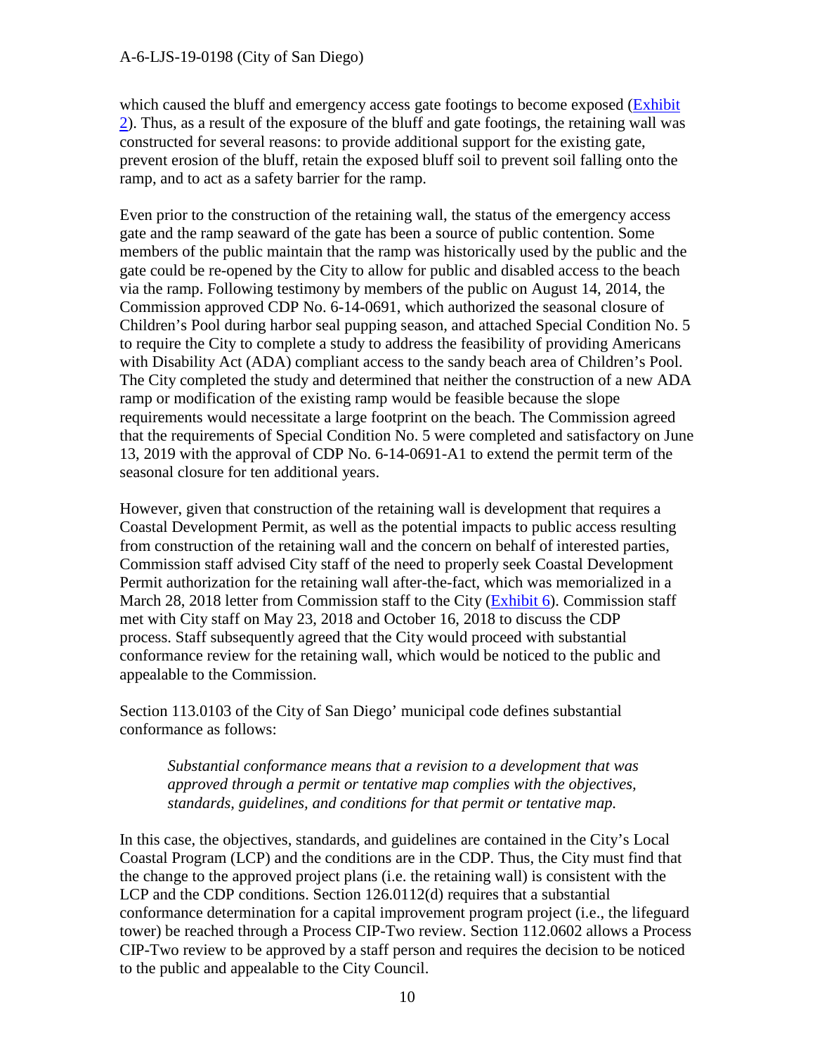which caused the bluff and emergency access gate footings to become exposed (Exhibit 2). Thus, as a result of the exposure of the bluff and gate footings, the retaining wall was constructed for several reasons: to provide additional support for the existing gate, prevent erosion of the bluff, retain the exposed bluff soil to prevent soil falling onto the ramp, and to act as a safety barrier for the ramp.

Even prior to the construction of the retaining wall, the status of the emergency access gate and the ramp seaward of the gate has been a source of public contention. Some members of the public maintain that the ramp was historically used by the public and the gate could be re-opened by the City to allow for public and disabled access to the beach via the ramp. Following testimony by members of the public on August 14, 2014, the Commission approved CDP No. 6-14-0691, which authorized the seasonal closure of Children's Pool during harbor seal pupping season, and attached Special Condition No. 5 to require the City to complete a study to address the feasibility of providing Americans with Disability Act (ADA) compliant access to the sandy beach area of Children's Pool. The City completed the study and determined that neither the construction of a new ADA ramp or modification of the existing ramp would be feasible because the slope requirements would necessitate a large footprint on the beach. The Commission agreed that the requirements of Special Condition No. 5 were completed and satisfactory on June 13, 2019 with the approval of CDP No. 6-14-0691-A1 to extend the permit term of the seasonal closure for ten additional years.

However, given that construction of the retaining wall is development that requires a Coastal Development Permit, as well as the potential impacts to public access resulting from construction of the retaining wall and the concern on behalf of interested parties, Commission staff advised City staff of the need to properly seek Coastal Development Permit authorization for the retaining wall after-the-fact, which was memorialized in a March 28, 2018 letter from Commission staff to the City (Exhibit 6). Commission staff met with City staff on May 23, 2018 and October 16, 2018 to discuss the CDP process. Staff subsequently agreed that the City would proceed with substantial conformance review for the retaining wall, which would be noticed to the public and appealable to the Commission.

Section 113.0103 of the City of San Diego' municipal code defines substantial conformance as follows:

> *Substantial conformance means that a revision to a development that was approved through a permit or tentative map complies with the objectives, standards, guidelines, and conditions for that permit or tentative map.*

In this case, the objectives, standards, and guidelines are contained in the City's Local Coastal Program (LCP) and the conditions are in the CDP. Thus, the City must find that the change to the approved project plans (i.e. the retaining wall) is consistent with the LCP and the CDP conditions. Section 126.0112(d) requires that a substantial conformance determination for a capital improvement program project (i.e., the lifeguard tower) be reached through a Process CIP-Two review. Section 112.0602 allows a Process CIP-Two review to be approved by a staff person and requires the decision to be noticed to the public and appealable to the City Council.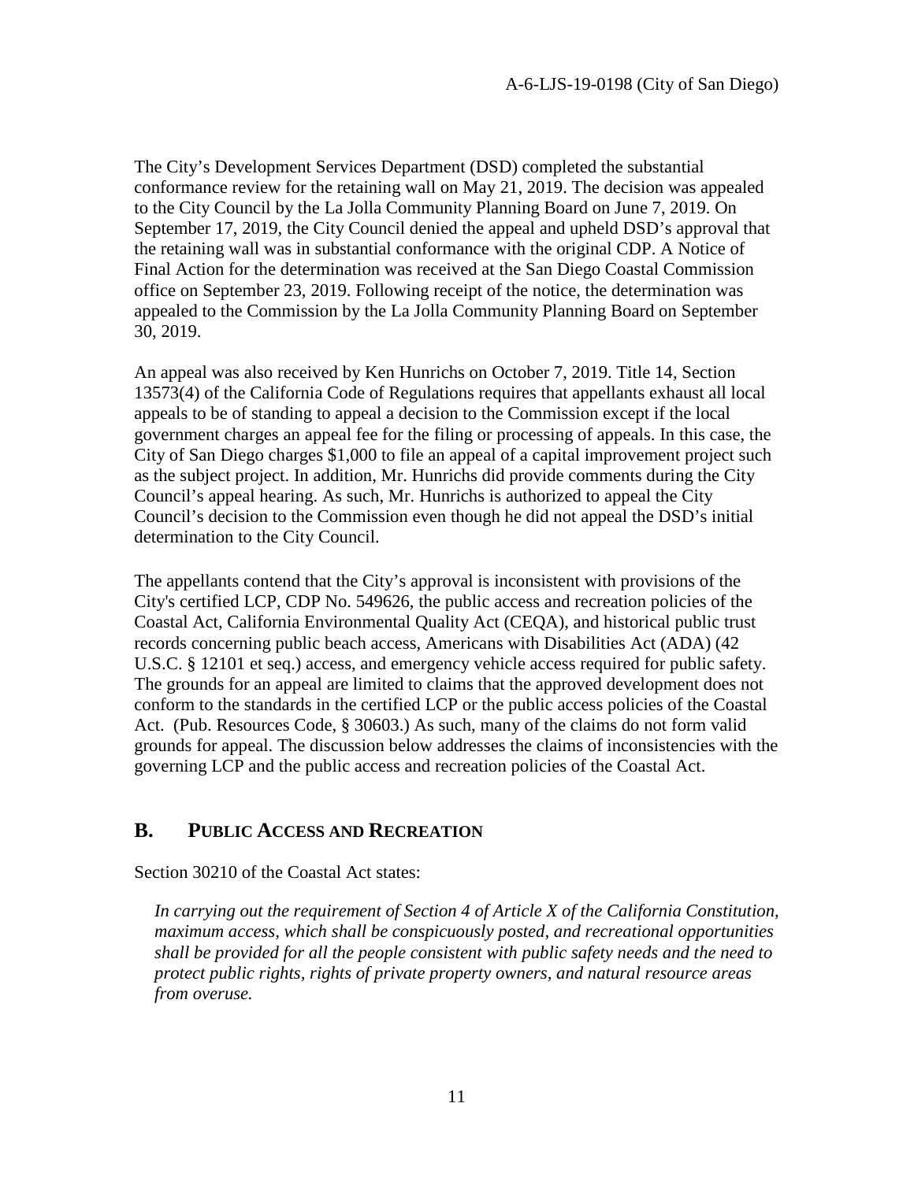The City's Development Services Department (DSD) completed the substantial conformance review for the retaining wall on May 21, 2019. The decision was appealed to the City Council by the La Jolla Community Planning Board on June 7, 2019. On September 17, 2019, the City Council denied the appeal and upheld DSD's approval that the retaining wall was in substantial conformance with the original CDP. A Notice of Final Action for the determination was received at the San Diego Coastal Commission office on September 23, 2019. Following receipt of the notice, the determination was appealed to the Commission by the La Jolla Community Planning Board on September 30, 2019.

An appeal was also received by Ken Hunrichs on October 7, 2019. Title 14, Section 13573(4) of the California Code of Regulations requires that appellants exhaust all local appeals to be of standing to appeal a decision to the Commission except if the local government charges an appeal fee for the filing or processing of appeals. In this case, the City of San Diego charges $1,000 to file an appeal of a capital improvement project such as the subject project. In addition, Mr. Hunrichs did provide comments during the City Council's appeal hearing. As such, Mr. Hunrichs is authorized to appeal the City Council's decision to the Commission even though he did not appeal the DSD's initial determination to the City Council.

The appellants contend that the City's approval is inconsistent with provisions of the City's certified LCP, CDP No. 549626, the public access and recreation policies of the Coastal Act, California Environmental Quality Act (CEQA), and historical public trust records concerning public beach access, Americans with Disabilities Act (ADA) (42 U.S.C. § 12101 et seq.) access, and emergency vehicle access required for public safety. The grounds for an appeal are limited to claims that the approved development does not conform to the standards in the certified LCP or the public access policies of the Coastal Act. (Pub. Resources Code, § 30603.) As such, many of the claims do not form valid grounds for appeal. The discussion below addresses the claims of inconsistencies with the governing LCP and the public access and recreation policies of the Coastal Act.

## B. PUBLIC ACCESS AND RECREATION

Section 30210 of the Coastal Act states:

> *In carrying out the requirement of Section 4 of Article X of the California Constitution, maximum access, which shall be conspicuously posted, and recreational opportunities shall be provided for all the people consistent with public safety needs and the need to protect public rights, rights of private property owners, and natural resource areas from overuse.*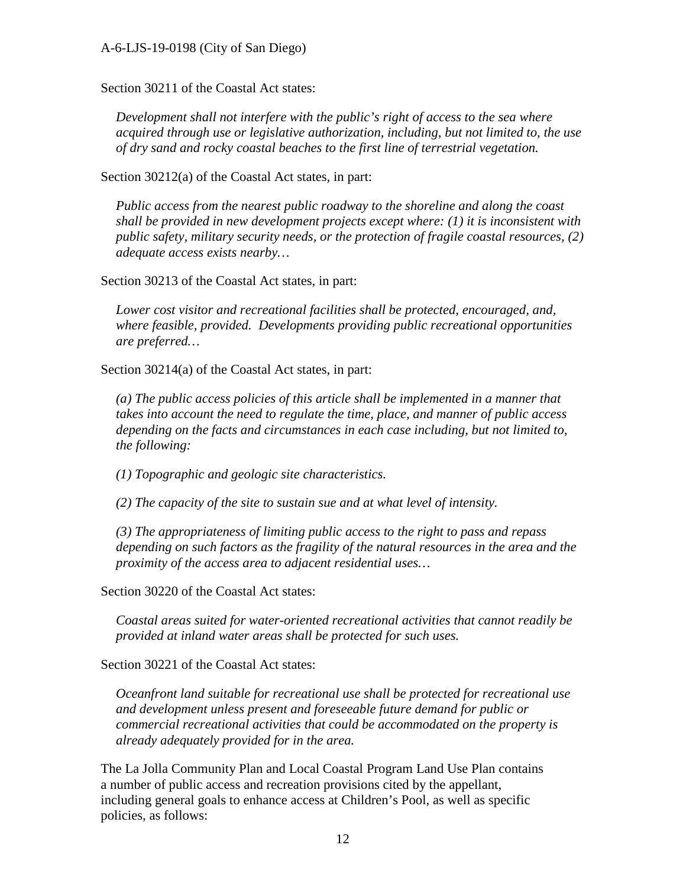Section 30211 of the Coastal Act states:

> *Development shall not interfere with the public's right of access to the sea where acquired through use or legislative authorization, including, but not limited to, the use of dry sand and rocky coastal beaches to the first line of terrestrial vegetation.*

Section 30212(a) of the Coastal Act states, in part:

> *Public access from the nearest public roadway to the shoreline and along the coast shall be provided in new development projects except where: (1) it is inconsistent with public safety, military security needs, or the protection of fragile coastal resources, (2) adequate access exists nearby…*

Section 30213 of the Coastal Act states, in part:

> *Lower cost visitor and recreational facilities shall be protected, encouraged, and, where feasible, provided. Developments providing public recreational opportunities are preferred…*

Section 30214(a) of the Coastal Act states, in part:

> *(a) The public access policies of this article shall be implemented in a manner that takes into account the need to regulate the time, place, and manner of public access depending on the facts and circumstances in each case including, but not limited to, the following:*
>
> *(1) Topographic and geologic site characteristics.*
>
> *(2) The capacity of the site to sustain sue and at what level of intensity.*
>
> *(3) The appropriateness of limiting public access to the right to pass and repass depending on such factors as the fragility of the natural resources in the area and the proximity of the access area to adjacent residential uses…*

Section 30220 of the Coastal Act states:

> *Coastal areas suited for water-oriented recreational activities that cannot readily be provided at inland water areas shall be protected for such uses.*

Section 30221 of the Coastal Act states:

> *Oceanfront land suitable for recreational use shall be protected for recreational use and development unless present and foreseeable future demand for public or commercial recreational activities that could be accommodated on the property is already adequately provided for in the area.*

The La Jolla Community Plan and Local Coastal Program Land Use Plan contains a number of public access and recreation provisions cited by the appellant, including general goals to enhance access at Children's Pool, as well as specific policies, as follows: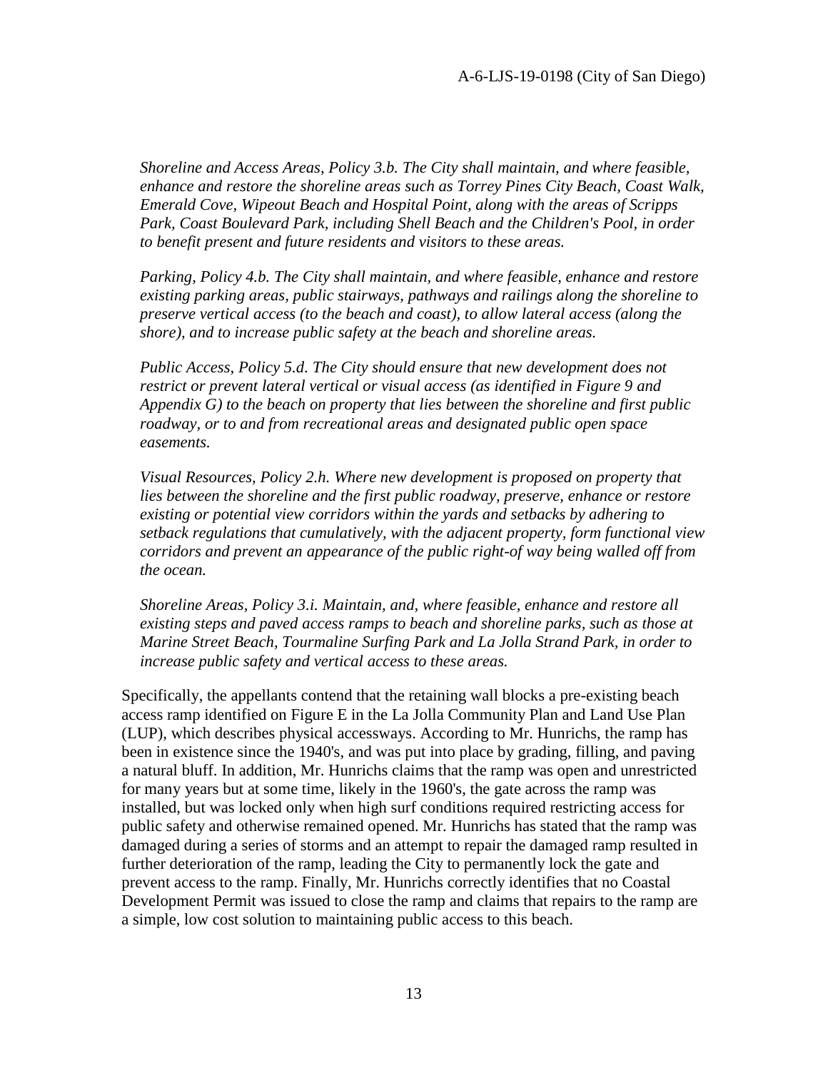*Shoreline and Access Areas, Policy 3.b. The City shall maintain, and where feasible, enhance and restore the shoreline areas such as Torrey Pines City Beach, Coast Walk, Emerald Cove, Wipeout Beach and Hospital Point, along with the areas of Scripps Park, Coast Boulevard Park, including Shell Beach and the Children's Pool, in order to benefit present and future residents and visitors to these areas.*

*Parking, Policy 4.b. The City shall maintain, and where feasible, enhance and restore existing parking areas, public stairways, pathways and railings along the shoreline to preserve vertical access (to the beach and coast), to allow lateral access (along the shore), and to increase public safety at the beach and shoreline areas.*

*Public Access, Policy 5.d. The City should ensure that new development does not restrict or prevent lateral vertical or visual access (as identified in Figure 9 and Appendix G) to the beach on property that lies between the shoreline and first public roadway, or to and from recreational areas and designated public open space easements.*

*Visual Resources, Policy 2.h. Where new development is proposed on property that lies between the shoreline and the first public roadway, preserve, enhance or restore existing or potential view corridors within the yards and setbacks by adhering to setback regulations that cumulatively, with the adjacent property, form functional view corridors and prevent an appearance of the public right-of way being walled off from the ocean.*

*Shoreline Areas, Policy 3.i. Maintain, and, where feasible, enhance and restore all existing steps and paved access ramps to beach and shoreline parks, such as those at Marine Street Beach, Tourmaline Surfing Park and La Jolla Strand Park, in order to increase public safety and vertical access to these areas.*

Specifically, the appellants contend that the retaining wall blocks a pre-existing beach access ramp identified on Figure E in the La Jolla Community Plan and Land Use Plan (LUP), which describes physical accessways. According to Mr. Hunrichs, the ramp has been in existence since the 1940's, and was put into place by grading, filling, and paving a natural bluff. In addition, Mr. Hunrichs claims that the ramp was open and unrestricted for many years but at some time, likely in the 1960's, the gate across the ramp was installed, but was locked only when high surf conditions required restricting access for public safety and otherwise remained opened. Mr. Hunrichs has stated that the ramp was damaged during a series of storms and an attempt to repair the damaged ramp resulted in further deterioration of the ramp, leading the City to permanently lock the gate and prevent access to the ramp. Finally, Mr. Hunrichs correctly identifies that no Coastal Development Permit was issued to close the ramp and claims that repairs to the ramp are a simple, low cost solution to maintaining public access to this beach.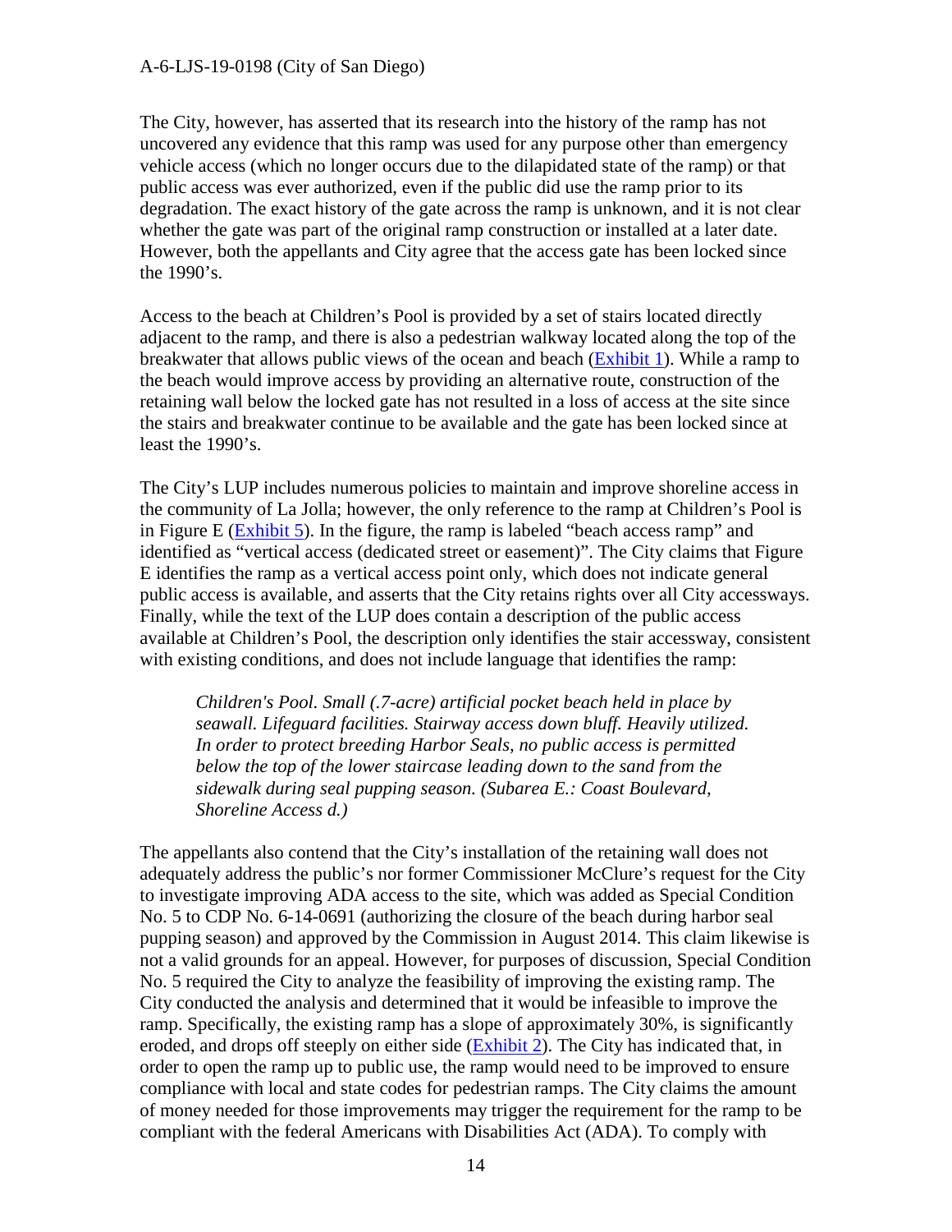The City, however, has asserted that its research into the history of the ramp has not uncovered any evidence that this ramp was used for any purpose other than emergency vehicle access (which no longer occurs due to the dilapidated state of the ramp) or that public access was ever authorized, even if the public did use the ramp prior to its degradation. The exact history of the gate across the ramp is unknown, and it is not clear whether the gate was part of the original ramp construction or installed at a later date. However, both the appellants and City agree that the access gate has been locked since the 1990's.

Access to the beach at Children's Pool is provided by a set of stairs located directly adjacent to the ramp, and there is also a pedestrian walkway located along the top of the breakwater that allows public views of the ocean and beach (Exhibit 1). While a ramp to the beach would improve access by providing an alternative route, construction of the retaining wall below the locked gate has not resulted in a loss of access at the site since the stairs and breakwater continue to be available and the gate has been locked since at least the 1990's.

The City's LUP includes numerous policies to maintain and improve shoreline access in the community of La Jolla; however, the only reference to the ramp at Children's Pool is in Figure E (Exhibit 5). In the figure, the ramp is labeled "beach access ramp" and identified as "vertical access (dedicated street or easement)". The City claims that Figure E identifies the ramp as a vertical access point only, which does not indicate general public access is available, and asserts that the City retains rights over all City accessways. Finally, while the text of the LUP does contain a description of the public access available at Children's Pool, the description only identifies the stair accessway, consistent with existing conditions, and does not include language that identifies the ramp:

> *Children's Pool. Small (.7-acre) artificial pocket beach held in place by seawall. Lifeguard facilities. Stairway access down bluff. Heavily utilized. In order to protect breeding Harbor Seals, no public access is permitted below the top of the lower staircase leading down to the sand from the sidewalk during seal pupping season. (Subarea E.: Coast Boulevard, Shoreline Access d.)*

The appellants also contend that the City's installation of the retaining wall does not adequately address the public's nor former Commissioner McClure's request for the City to investigate improving ADA access to the site, which was added as Special Condition No. 5 to CDP No. 6-14-0691 (authorizing the closure of the beach during harbor seal pupping season) and approved by the Commission in August 2014. This claim likewise is not a valid grounds for an appeal. However, for purposes of discussion, Special Condition No. 5 required the City to analyze the feasibility of improving the existing ramp. The City conducted the analysis and determined that it would be infeasible to improve the ramp. Specifically, the existing ramp has a slope of approximately 30%, is significantly eroded, and drops off steeply on either side (Exhibit 2). The City has indicated that, in order to open the ramp up to public use, the ramp would need to be improved to ensure compliance with local and state codes for pedestrian ramps. The City claims the amount of money needed for those improvements may trigger the requirement for the ramp to be compliant with the federal Americans with Disabilities Act (ADA). To comply with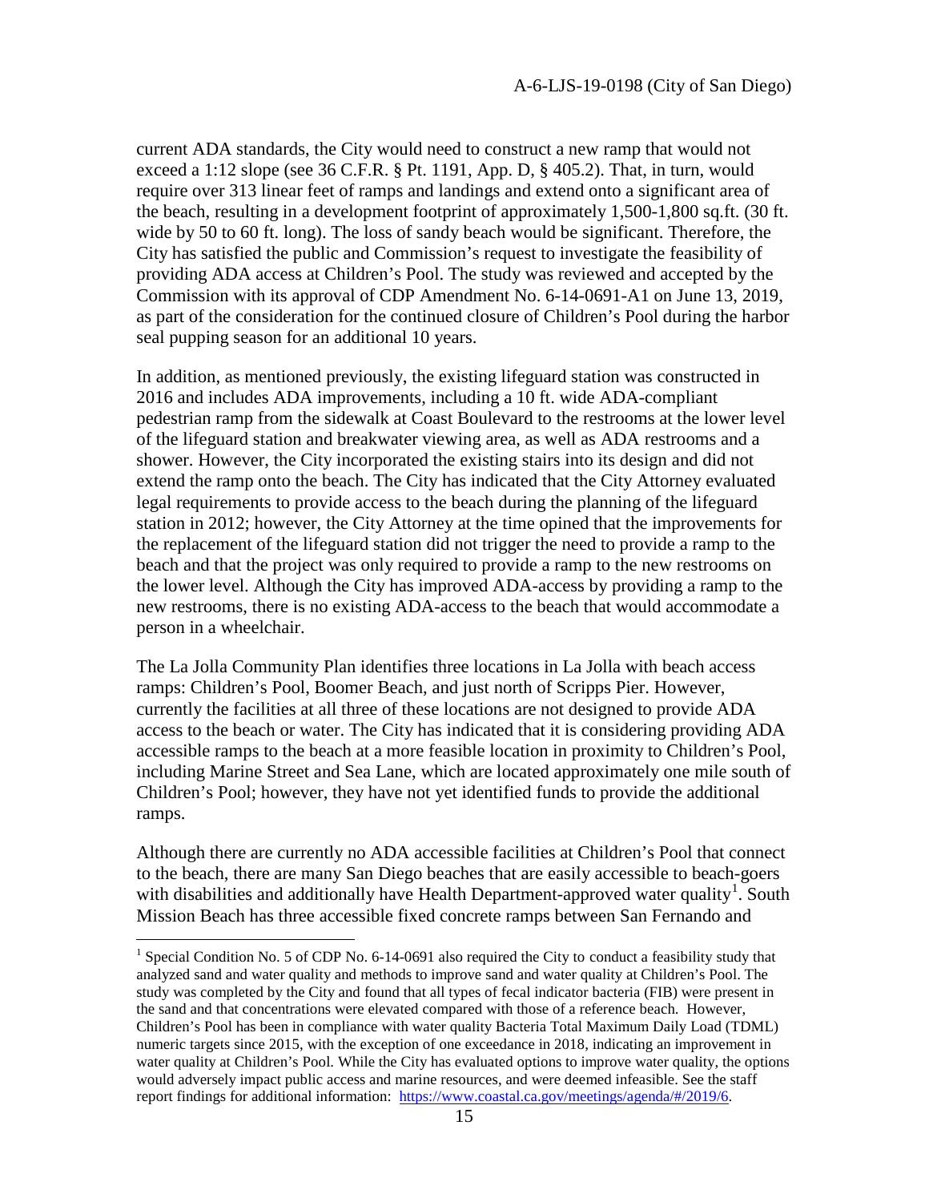current ADA standards, the City would need to construct a new ramp that would not exceed a 1:12 slope (see 36 C.F.R. § Pt. 1191, App. D, § 405.2). That, in turn, would require over 313 linear feet of ramps and landings and extend onto a significant area of the beach, resulting in a development footprint of approximately 1,500-1,800 sq.ft. (30 ft. wide by 50 to 60 ft. long). The loss of sandy beach would be significant. Therefore, the City has satisfied the public and Commission's request to investigate the feasibility of providing ADA access at Children's Pool. The study was reviewed and accepted by the Commission with its approval of CDP Amendment No. 6-14-0691-A1 on June 13, 2019, as part of the consideration for the continued closure of Children's Pool during the harbor seal pupping season for an additional 10 years.

In addition, as mentioned previously, the existing lifeguard station was constructed in 2016 and includes ADA improvements, including a 10 ft. wide ADA-compliant pedestrian ramp from the sidewalk at Coast Boulevard to the restrooms at the lower level of the lifeguard station and breakwater viewing area, as well as ADA restrooms and a shower. However, the City incorporated the existing stairs into its design and did not extend the ramp onto the beach. The City has indicated that the City Attorney evaluated legal requirements to provide access to the beach during the planning of the lifeguard station in 2012; however, the City Attorney at the time opined that the improvements for the replacement of the lifeguard station did not trigger the need to provide a ramp to the beach and that the project was only required to provide a ramp to the new restrooms on the lower level. Although the City has improved ADA-access by providing a ramp to the new restrooms, there is no existing ADA-access to the beach that would accommodate a person in a wheelchair.

The La Jolla Community Plan identifies three locations in La Jolla with beach access ramps: Children's Pool, Boomer Beach, and just north of Scripps Pier. However, currently the facilities at all three of these locations are not designed to provide ADA access to the beach or water. The City has indicated that it is considering providing ADA accessible ramps to the beach at a more feasible location in proximity to Children's Pool, including Marine Street and Sea Lane, which are located approximately one mile south of Children's Pool; however, they have not yet identified funds to provide the additional ramps.

Although there are currently no ADA accessible facilities at Children's Pool that connect to the beach, there are many San Diego beaches that are easily accessible to beach-goers with disabilities and additionally have Health Department-approved water quality[1]. South Mission Beach has three accessible fixed concrete ramps between San Fernando and

[1] Special Condition No. 5 of CDP No. 6-14-0691 also required the City to conduct a feasibility study that analyzed sand and water quality and methods to improve sand and water quality at Children's Pool. The study was completed by the City and found that all types of fecal indicator bacteria (FIB) were present in the sand and that concentrations were elevated compared with those of a reference beach. However, Children's Pool has been in compliance with water quality Bacteria Total Maximum Daily Load (TDML) numeric targets since 2015, with the exception of one exceedance in 2018, indicating an improvement in water quality at Children's Pool. While the City has evaluated options to improve water quality, the options would adversely impact public access and marine resources, and were deemed infeasible. See the staff report findings for additional information: https://www.coastal.ca.gov/meetings/agenda/#/2019/6.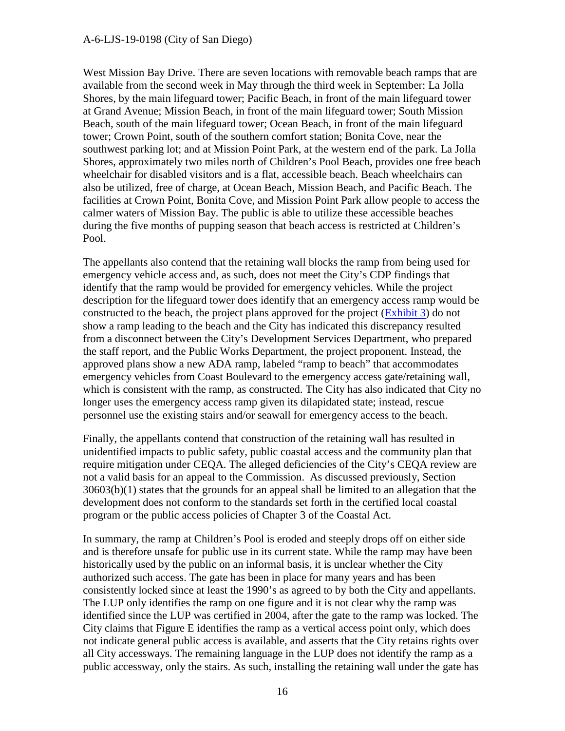West Mission Bay Drive. There are seven locations with removable beach ramps that are available from the second week in May through the third week in September: La Jolla Shores, by the main lifeguard tower; Pacific Beach, in front of the main lifeguard tower at Grand Avenue; Mission Beach, in front of the main lifeguard tower; South Mission Beach, south of the main lifeguard tower; Ocean Beach, in front of the main lifeguard tower; Crown Point, south of the southern comfort station; Bonita Cove, near the southwest parking lot; and at Mission Point Park, at the western end of the park. La Jolla Shores, approximately two miles north of Children's Pool Beach, provides one free beach wheelchair for disabled visitors and is a flat, accessible beach. Beach wheelchairs can also be utilized, free of charge, at Ocean Beach, Mission Beach, and Pacific Beach. The facilities at Crown Point, Bonita Cove, and Mission Point Park allow people to access the calmer waters of Mission Bay. The public is able to utilize these accessible beaches during the five months of pupping season that beach access is restricted at Children's Pool.

The appellants also contend that the retaining wall blocks the ramp from being used for emergency vehicle access and, as such, does not meet the City's CDP findings that identify that the ramp would be provided for emergency vehicles. While the project description for the lifeguard tower does identify that an emergency access ramp would be constructed to the beach, the project plans approved for the project (Exhibit 3) do not show a ramp leading to the beach and the City has indicated this discrepancy resulted from a disconnect between the City's Development Services Department, who prepared the staff report, and the Public Works Department, the project proponent. Instead, the approved plans show a new ADA ramp, labeled "ramp to beach" that accommodates emergency vehicles from Coast Boulevard to the emergency access gate/retaining wall, which is consistent with the ramp, as constructed. The City has also indicated that City no longer uses the emergency access ramp given its dilapidated state; instead, rescue personnel use the existing stairs and/or seawall for emergency access to the beach.

Finally, the appellants contend that construction of the retaining wall has resulted in unidentified impacts to public safety, public coastal access and the community plan that require mitigation under CEQA. The alleged deficiencies of the City's CEQA review are not a valid basis for an appeal to the Commission. As discussed previously, Section 30603(b)(1) states that the grounds for an appeal shall be limited to an allegation that the development does not conform to the standards set forth in the certified local coastal program or the public access policies of Chapter 3 of the Coastal Act.

In summary, the ramp at Children's Pool is eroded and steeply drops off on either side and is therefore unsafe for public use in its current state. While the ramp may have been historically used by the public on an informal basis, it is unclear whether the City authorized such access. The gate has been in place for many years and has been consistently locked since at least the 1990's as agreed to by both the City and appellants. The LUP only identifies the ramp on one figure and it is not clear why the ramp was identified since the LUP was certified in 2004, after the gate to the ramp was locked. The City claims that Figure E identifies the ramp as a vertical access point only, which does not indicate general public access is available, and asserts that the City retains rights over all City accessways. The remaining language in the LUP does not identify the ramp as a public accessway, only the stairs. As such, installing the retaining wall under the gate has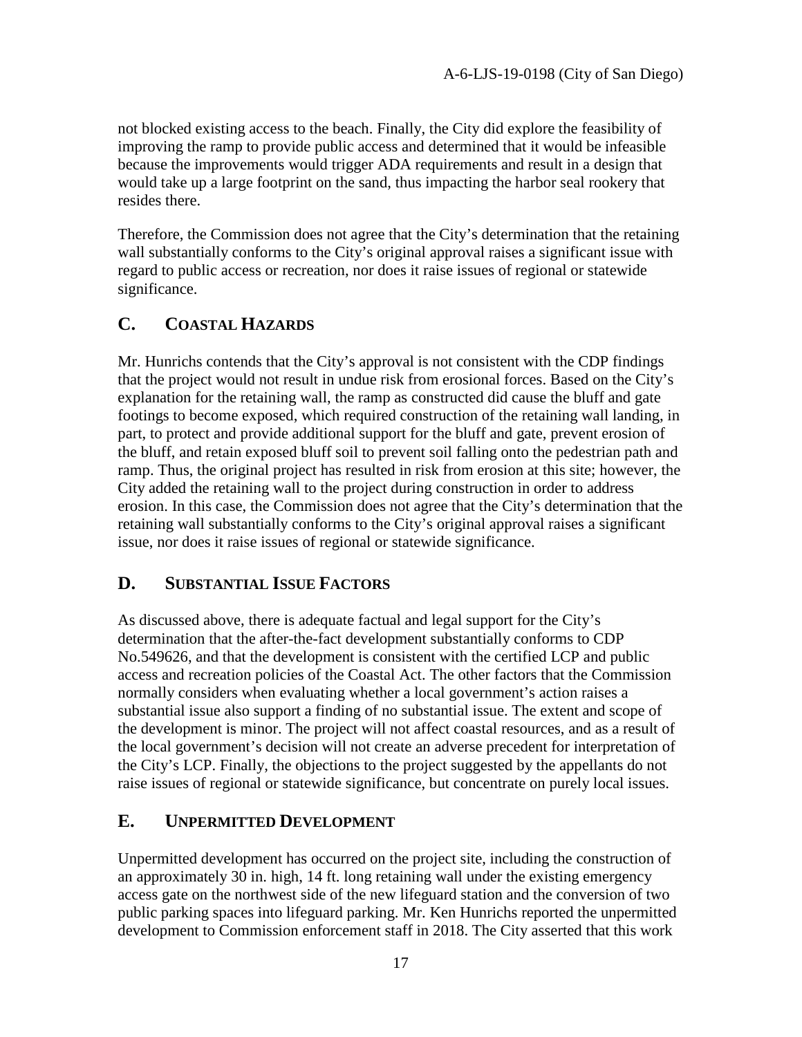not blocked existing access to the beach. Finally, the City did explore the feasibility of improving the ramp to provide public access and determined that it would be infeasible because the improvements would trigger ADA requirements and result in a design that would take up a large footprint on the sand, thus impacting the harbor seal rookery that resides there.

Therefore, the Commission does not agree that the City's determination that the retaining wall substantially conforms to the City's original approval raises a significant issue with regard to public access or recreation, nor does it raise issues of regional or statewide significance.

## C. COASTAL HAZARDS

Mr. Hunrichs contends that the City's approval is not consistent with the CDP findings that the project would not result in undue risk from erosional forces. Based on the City's explanation for the retaining wall, the ramp as constructed did cause the bluff and gate footings to become exposed, which required construction of the retaining wall landing, in part, to protect and provide additional support for the bluff and gate, prevent erosion of the bluff, and retain exposed bluff soil to prevent soil falling onto the pedestrian path and ramp. Thus, the original project has resulted in risk from erosion at this site; however, the City added the retaining wall to the project during construction in order to address erosion. In this case, the Commission does not agree that the City's determination that the retaining wall substantially conforms to the City's original approval raises a significant issue, nor does it raise issues of regional or statewide significance.

## D. SUBSTANTIAL ISSUE FACTORS

As discussed above, there is adequate factual and legal support for the City's determination that the after-the-fact development substantially conforms to CDP No.549626, and that the development is consistent with the certified LCP and public access and recreation policies of the Coastal Act. The other factors that the Commission normally considers when evaluating whether a local government's action raises a substantial issue also support a finding of no substantial issue. The extent and scope of the development is minor. The project will not affect coastal resources, and as a result of the local government's decision will not create an adverse precedent for interpretation of the City's LCP. Finally, the objections to the project suggested by the appellants do not raise issues of regional or statewide significance, but concentrate on purely local issues.

## E. UNPERMITTED DEVELOPMENT

Unpermitted development has occurred on the project site, including the construction of an approximately 30 in. high, 14 ft. long retaining wall under the existing emergency access gate on the northwest side of the new lifeguard station and the conversion of two public parking spaces into lifeguard parking. Mr. Ken Hunrichs reported the unpermitted development to Commission enforcement staff in 2018. The City asserted that this work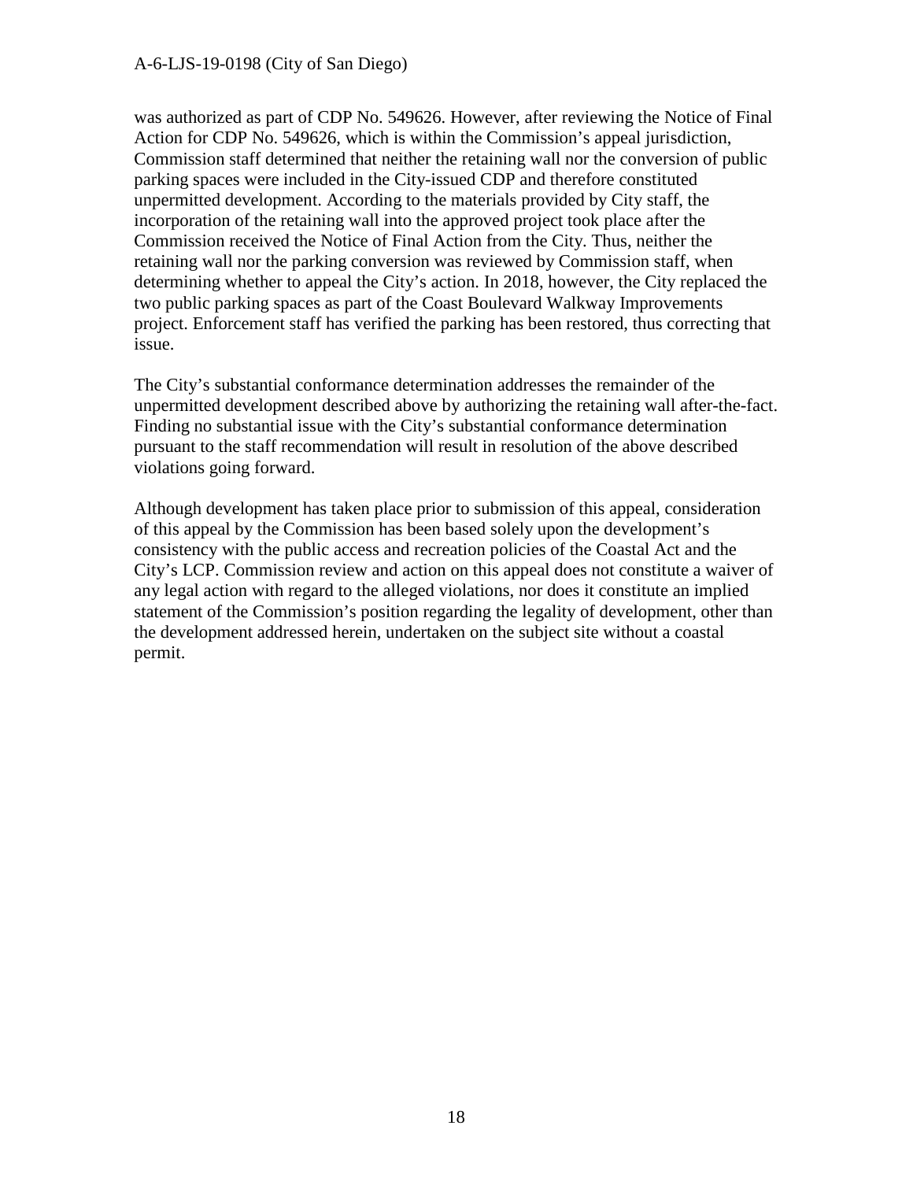was authorized as part of CDP No. 549626. However, after reviewing the Notice of Final Action for CDP No. 549626, which is within the Commission's appeal jurisdiction, Commission staff determined that neither the retaining wall nor the conversion of public parking spaces were included in the City-issued CDP and therefore constituted unpermitted development. According to the materials provided by City staff, the incorporation of the retaining wall into the approved project took place after the Commission received the Notice of Final Action from the City. Thus, neither the retaining wall nor the parking conversion was reviewed by Commission staff, when determining whether to appeal the City's action. In 2018, however, the City replaced the two public parking spaces as part of the Coast Boulevard Walkway Improvements project. Enforcement staff has verified the parking has been restored, thus correcting that issue.

The City's substantial conformance determination addresses the remainder of the unpermitted development described above by authorizing the retaining wall after-the-fact. Finding no substantial issue with the City's substantial conformance determination pursuant to the staff recommendation will result in resolution of the above described violations going forward.

Although development has taken place prior to submission of this appeal, consideration of this appeal by the Commission has been based solely upon the development's consistency with the public access and recreation policies of the Coastal Act and the City's LCP. Commission review and action on this appeal does not constitute a waiver of any legal action with regard to the alleged violations, nor does it constitute an implied statement of the Commission's position regarding the legality of development, other than the development addressed herein, undertaken on the subject site without a coastal permit.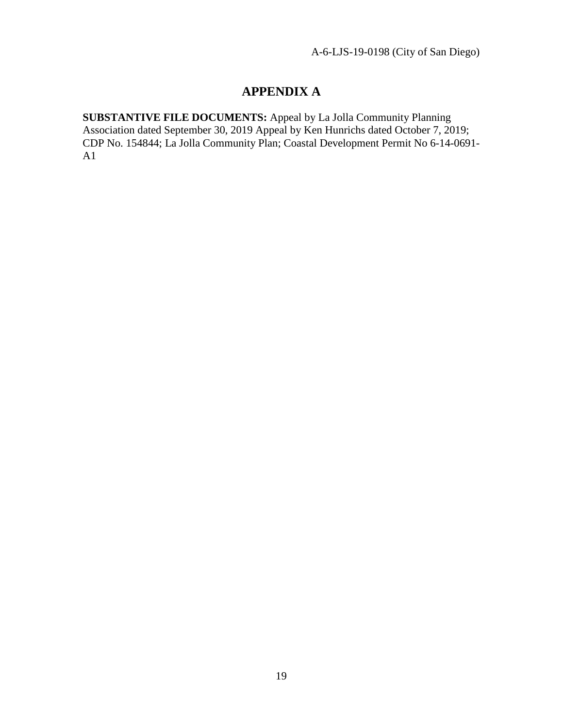# APPENDIX A

**SUBSTANTIVE FILE DOCUMENTS:** Appeal by La Jolla Community Planning Association dated September 30, 2019 Appeal by Ken Hunrichs dated October 7, 2019; CDP No. 154844; La Jolla Community Plan; Coastal Development Permit No 6-14-0691-A1